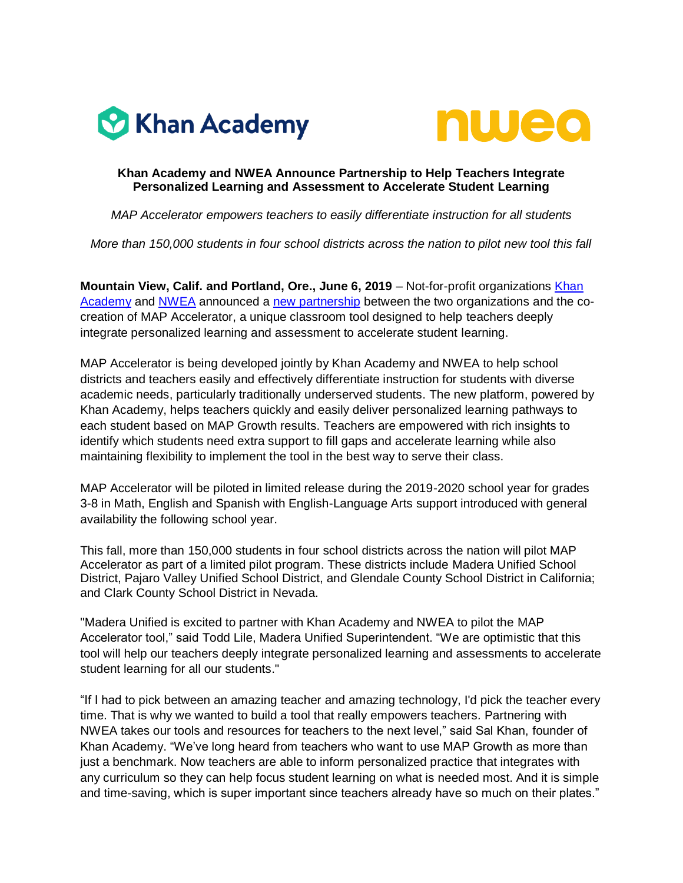**Khan Academy and NWEA Announce Partnership to Help Teachers Integrate Personalized Learning and Assessment to Accelerate Student Learning**

*MAP Accelerator empowers teachers to easily differentiate instruction for all students*

*More than 150,000 students in four school districts across the nation to pilot new tool this fall*

**Mountain View, Calif. and Portland, Ore., June 6, 2019** – Not-for-profit organizations Khan Academy and NWEA announced a new partnership between the two organizations and the co-creation of MAP Accelerator, a unique classroom tool designed to help teachers deeply integrate personalized learning and assessment to accelerate student learning.

MAP Accelerator is being developed jointly by Khan Academy and NWEA to help school districts and teachers easily and effectively differentiate instruction for students with diverse academic needs, particularly traditionally underserved students. The new platform, powered by Khan Academy, helps teachers quickly and easily deliver personalized learning pathways to each student based on MAP Growth results. Teachers are empowered with rich insights to identify which students need extra support to fill gaps and accelerate learning while also maintaining flexibility to implement the tool in the best way to serve their class.

MAP Accelerator will be piloted in limited release during the 2019-2020 school year for grades 3-8 in Math, English and Spanish with English-Language Arts support introduced with general availability the following school year.

This fall, more than 150,000 students in four school districts across the nation will pilot MAP Accelerator as part of a limited pilot program. These districts include Madera Unified School District, Pajaro Valley Unified School District, and Glendale County School District in California; and Clark County School District in Nevada.

"Madera Unified is excited to partner with Khan Academy and NWEA to pilot the MAP Accelerator tool," said Todd Lile, Madera Unified Superintendent. "We are optimistic that this tool will help our teachers deeply integrate personalized learning and assessments to accelerate student learning for all our students."

"If I had to pick between an amazing teacher and amazing technology, I'd pick the teacher every time. That is why we wanted to build a tool that really empowers teachers. Partnering with NWEA takes our tools and resources for teachers to the next level," said Sal Khan, founder of Khan Academy. "We've long heard from teachers who want to use MAP Growth as more than just a benchmark. Now teachers are able to inform personalized practice that integrates with any curriculum so they can help focus student learning on what is needed most. And it is simple and time-saving, which is super important since teachers already have so much on their plates."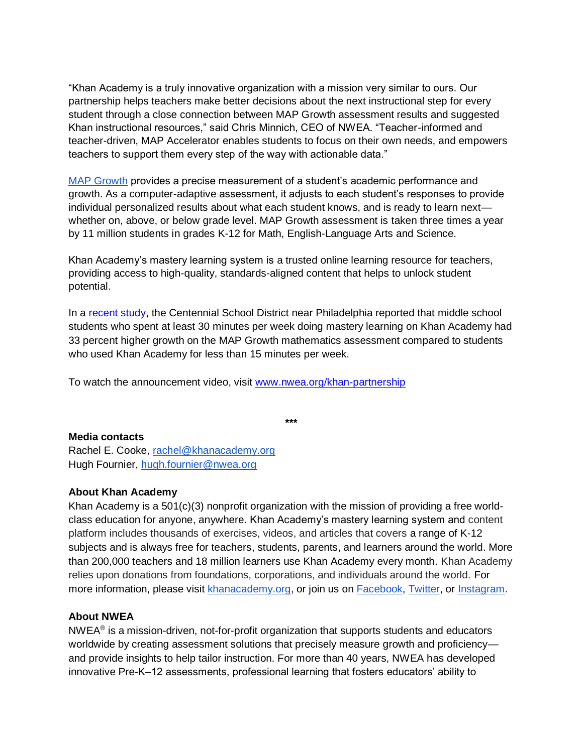"Khan Academy is a truly innovative organization with a mission very similar to ours. Our partnership helps teachers make better decisions about the next instructional step for every student through a close connection between MAP Growth assessment results and suggested Khan instructional resources," said Chris Minnich, CEO of NWEA. "Teacher-informed and teacher-driven, MAP Accelerator enables students to focus on their own needs, and empowers teachers to support them every step of the way with actionable data."

[MAP Growth](#) provides a precise measurement of a student's academic performance and growth. As a computer-adaptive assessment, it adjusts to each student's responses to provide individual personalized results about what each student knows, and is ready to learn next—whether on, above, or below grade level. MAP Growth assessment is taken three times a year by 11 million students in grades K-12 for Math, English-Language Arts and Science.

Khan Academy's mastery learning system is a trusted online learning resource for teachers, providing access to high-quality, standards-aligned content that helps to unlock student potential.

In a [recent study](#), the Centennial School District near Philadelphia reported that middle school students who spent at least 30 minutes per week doing mastery learning on Khan Academy had 33 percent higher growth on the MAP Growth mathematics assessment compared to students who used Khan Academy for less than 15 minutes per week.

To watch the announcement video, visit [www.nwea.org/khan-partnership](http://www.nwea.org/khan-partnership)

***

**Media contacts**
Rachel E. Cooke, [rachel@khanacademy.org](mailto:rachel@khanacademy.org)
Hugh Fournier, [hugh.fournier@nwea.org](mailto:hugh.fournier@nwea.org)

**About Khan Academy**
Khan Academy is a 501(c)(3) nonprofit organization with the mission of providing a free world-class education for anyone, anywhere. Khan Academy's mastery learning system and content platform includes thousands of exercises, videos, and articles that covers a range of K-12 subjects and is always free for teachers, students, parents, and learners around the world. More than 200,000 teachers and 18 million learners use Khan Academy every month. Khan Academy relies upon donations from foundations, corporations, and individuals around the world. For more information, please visit [khanacademy.org](#), or join us on [Facebook](#), [Twitter](#), or [Instagram](#).

**About NWEA**
NWEA® is a mission-driven, not-for-profit organization that supports students and educators worldwide by creating assessment solutions that precisely measure growth and proficiency—and provide insights to help tailor instruction. For more than 40 years, NWEA has developed innovative Pre-K–12 assessments, professional learning that fosters educators' ability to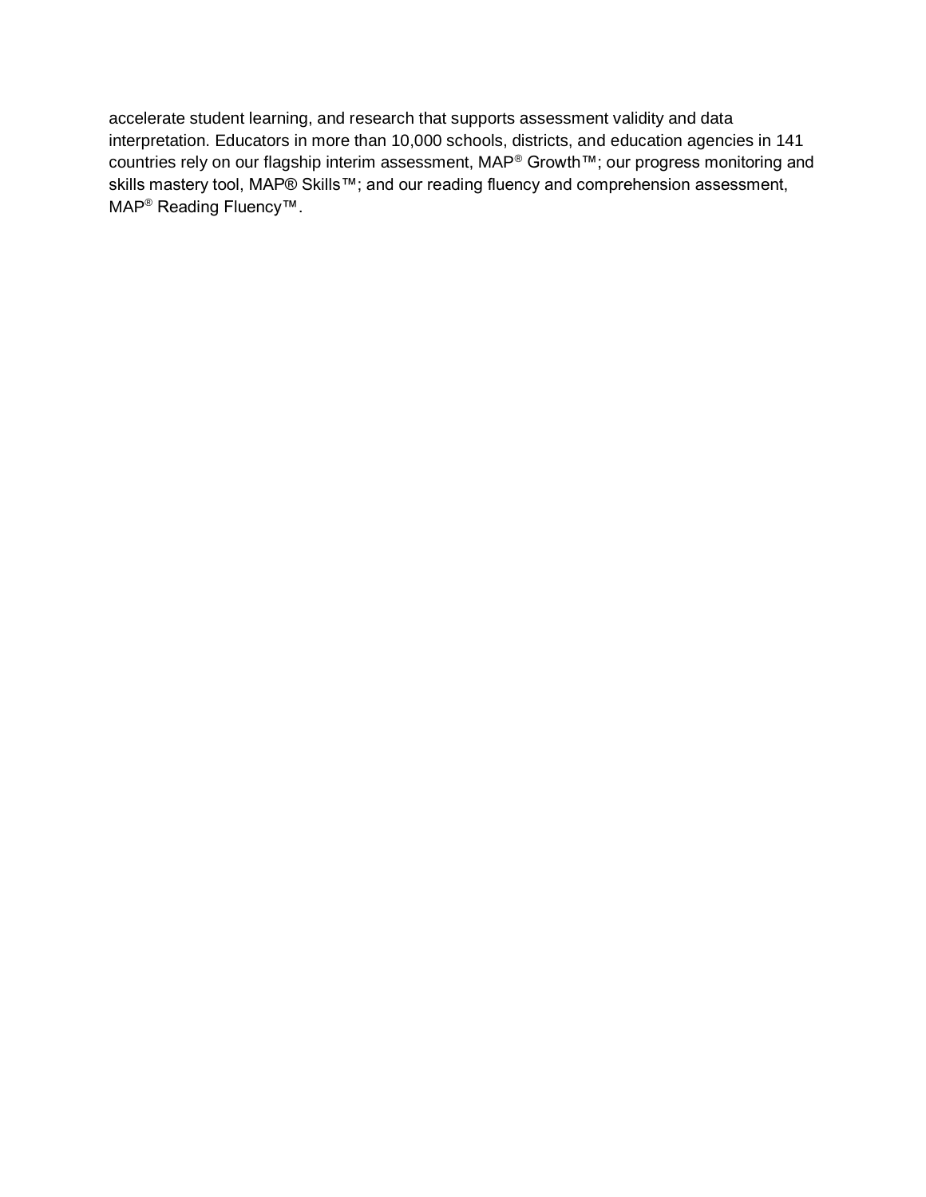accelerate student learning, and research that supports assessment validity and data interpretation. Educators in more than 10,000 schools, districts, and education agencies in 141 countries rely on our flagship interim assessment, MAP® Growth™; our progress monitoring and skills mastery tool, MAP® Skills™; and our reading fluency and comprehension assessment, MAP® Reading Fluency™.